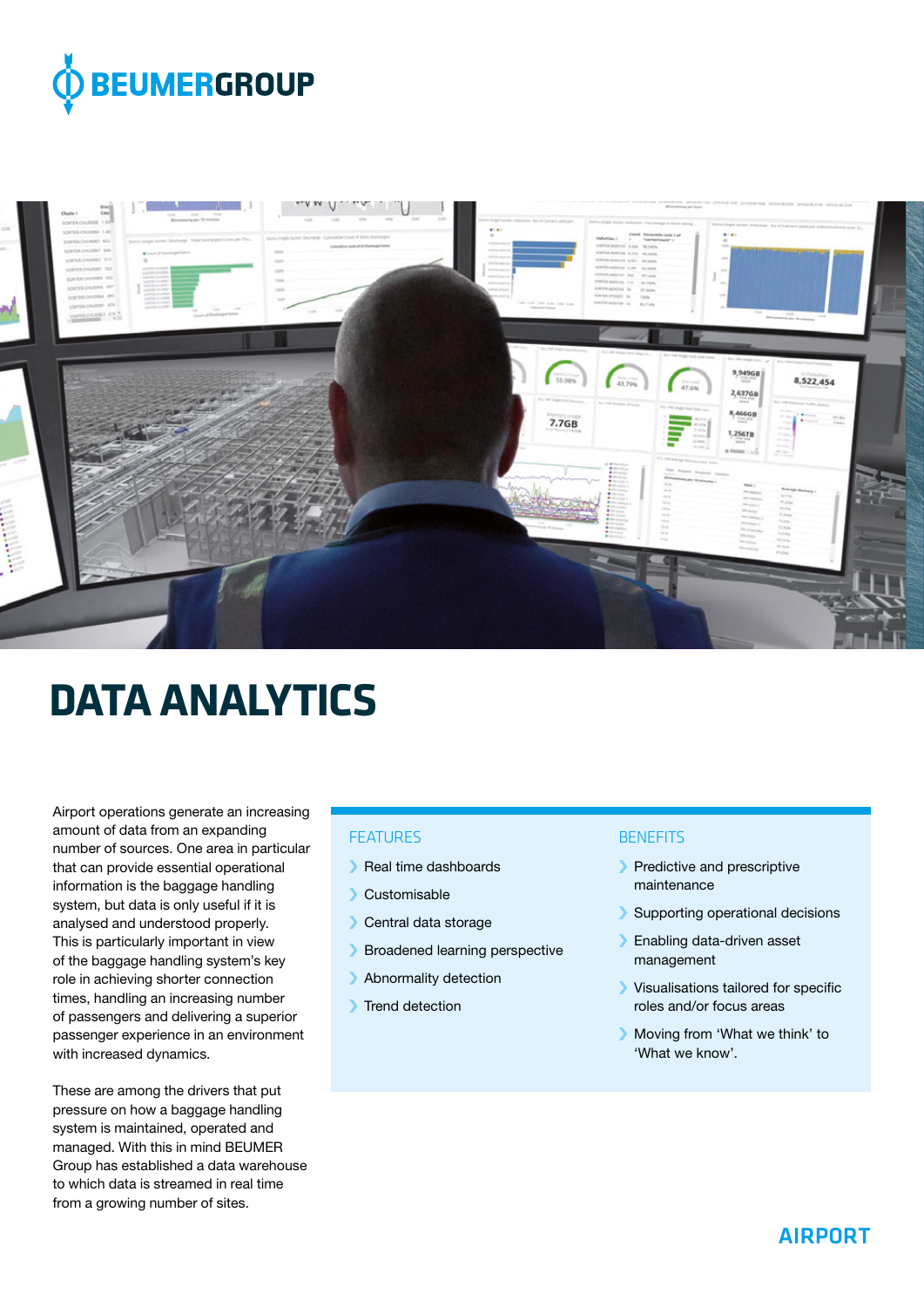BEUMERGROUP

# DATA ANALYTICS

Airport operations generate an increasing amount of data from an expanding number of sources. One area in particular that can provide essential operational information is the baggage handling system, but data is only useful if it is analysed and understood properly. This is particularly important in view of the baggage handling system's key role in achieving shorter connection times, handling an increasing number of passengers and delivering a superior passenger experience in an environment with increased dynamics.

These are among the drivers that put pressure on how a baggage handling system is maintained, operated and managed. With this in mind BEUMER Group has established a data warehouse to which data is streamed in real time from a growing number of sites.

## FEATURES

- Real time dashboards
- Customisable
- Central data storage
- Broadened learning perspective
- Abnormality detection
- Trend detection

## BENEFITS

- Predictive and prescriptive maintenance
- Supporting operational decisions
- Enabling data-driven asset management
- Visualisations tailored for specific roles and/or focus areas
- Moving from 'What we think' to 'What we know'.

AIRPORT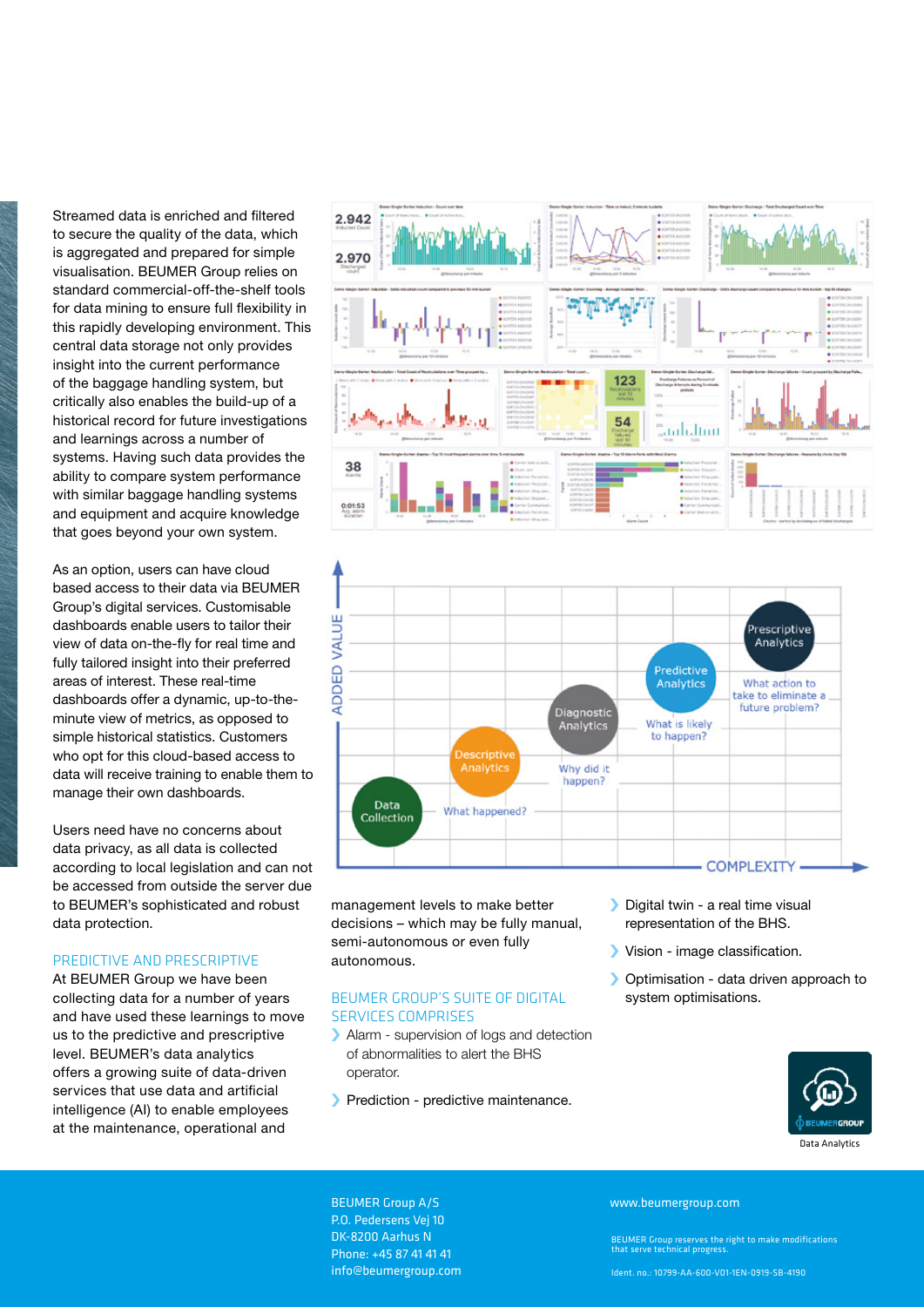Streamed data is enriched and filtered to secure the quality of the data, which is aggregated and prepared for simple visualisation. BEUMER Group relies on standard commercial-off-the-shelf tools for data mining to ensure full flexibility in this rapidly developing environment. This central data storage not only provides insight into the current performance of the baggage handling system, but critically also enables the build-up of a historical record for future investigations and learnings across a number of systems. Having such data provides the ability to compare system performance with similar baggage handling systems and equipment and acquire knowledge that goes beyond your own system.

As an option, users can have cloud based access to their data via BEUMER Group's digital services. Customisable dashboards enable users to tailor their view of data on-the-fly for real time and fully tailored insight into their preferred areas of interest. These real-time dashboards offer a dynamic, up-to-the-minute view of metrics, as opposed to simple historical statistics. Customers who opt for this cloud-based access to data will receive training to enable them to manage their own dashboards.

Users need have no concerns about data privacy, as all data is collected according to local legislation and can not be accessed from outside the server due to BEUMER's sophisticated and robust data protection.

## PREDICTIVE AND PRESCRIPTIVE

At BEUMER Group we have been collecting data for a number of years and have used these learnings to move us to the predictive and prescriptive level. BEUMER Group's data analytics offers a growing suite of data-driven services that use data and artificial intelligence (AI) to enable employees at the maintenance, operational and management levels to make better decisions – which may be fully manual, semi-autonomous or even fully autonomous.

ADDED VALUE
COMPLEXITY
Data Collection
Descriptive Analytics
What happened?
Diagnostic Analytics
Why did it happen?
Predictive Analytics
What is likely to happen?
Prescriptive Analytics
What action to take to eliminate a future problem?

## BEUMER GROUP'S SUITE OF DIGITAL SERVICES COMPRISES

- Alarm - supervision of logs and detection of abnormalities to alert the BHS operator.
- Prediction - predictive maintenance.
- Digital twin - a real time visual representation of the BHS.
- Vision - image classification.
- Optimisation - data driven approach to system optimisations.

Data Analytics

BEUMER Group A/S
P.O. Pedersens Vej 10
DK-8200 Aarhus N
Phone: +45 87 41 41 41
info@beumergroup.com

www.beumergroup.com

BEUMER Group reserves the right to make modifications that serve technical progress.

Ident. no.: 10799-AA-600-V01-1EN-0919-SB-4190